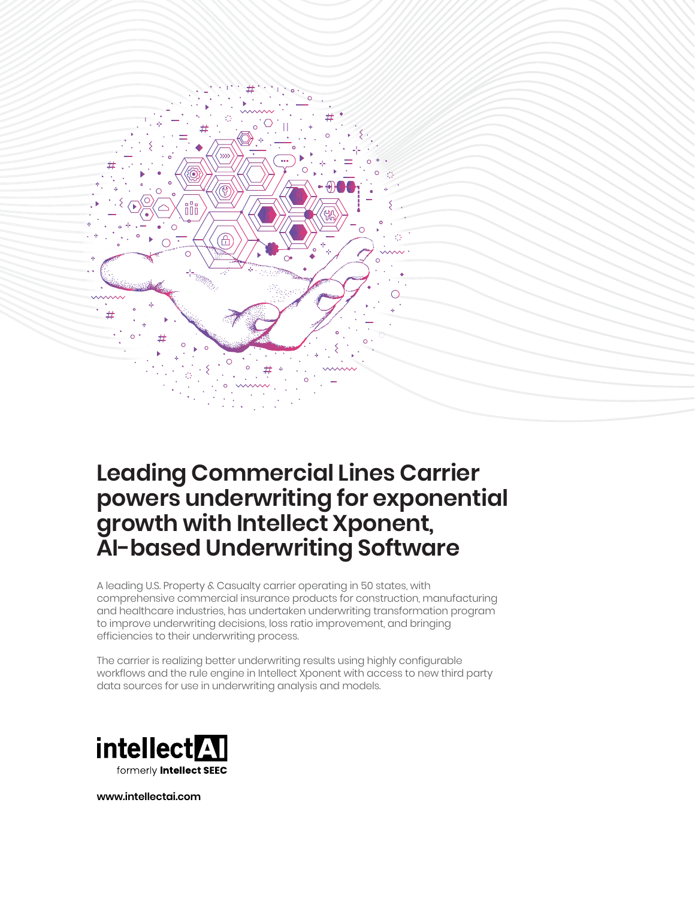# Leading Commercial Lines Carrier powers underwriting for exponential growth with Intellect Xponent, AI-based Underwriting Software

A leading U.S. Property & Casualty carrier operating in 50 states, with comprehensive commercial insurance products for construction, manufacturing and healthcare industries, has undertaken underwriting transformation program to improve underwriting decisions, loss ratio improvement, and bringing efficiencies to their underwriting process.

The carrier is realizing better underwriting results using highly configurable workflows and the rule engine in Intellect Xponent with access to new third party data sources for use in underwriting analysis and models.

intellectAI
formerly **Intellect SEEC**

**www.intellectai.com**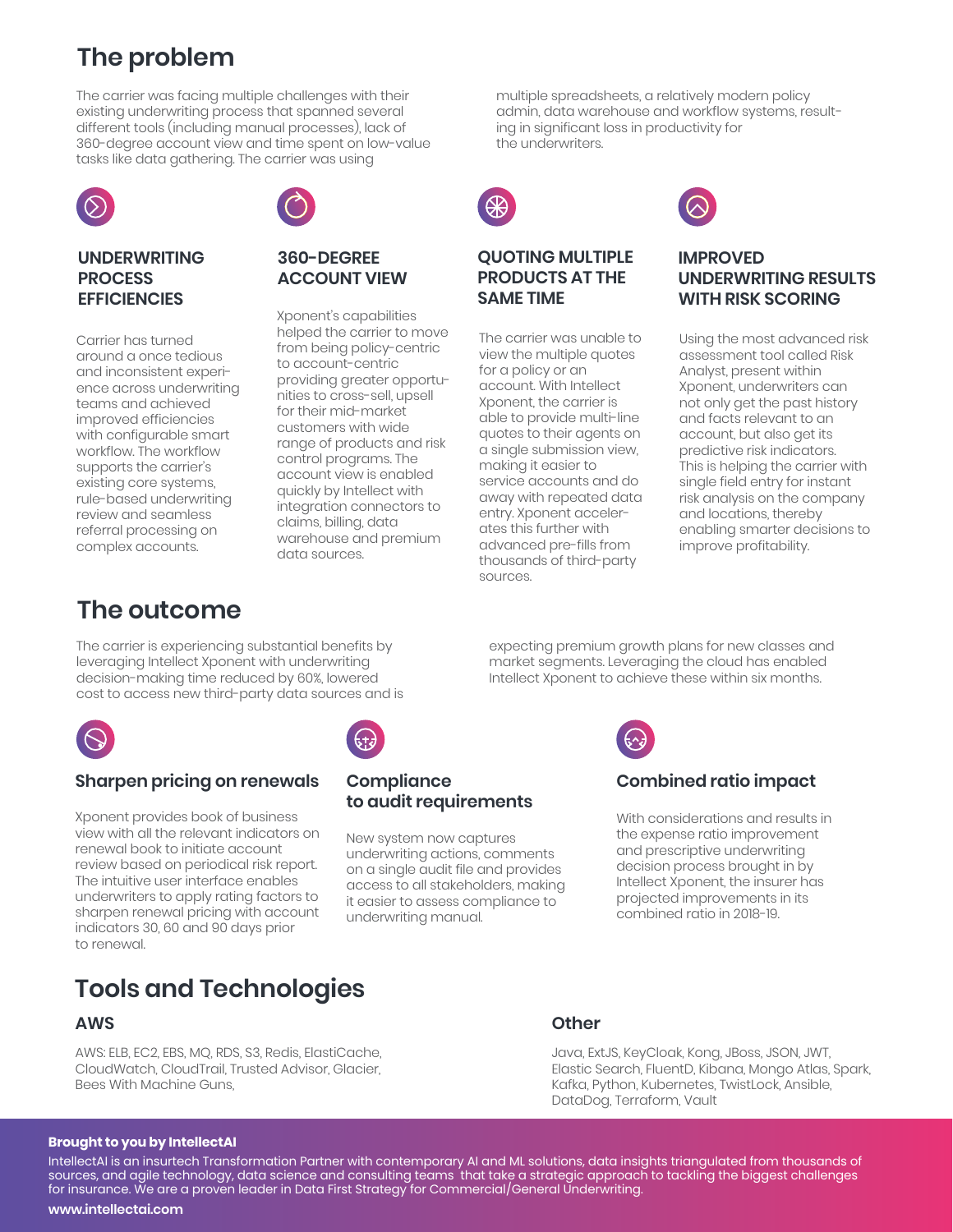## The problem

The carrier was facing multiple challenges with their existing underwriting process that spanned several different tools (including manual processes), lack of 360-degree account view and time spent on low-value tasks like data gathering. The carrier was using multiple spreadsheets, a relatively modern policy admin, data warehouse and workflow systems, resulting in significant loss in productivity for the underwriters.

### UNDERWRITING PROCESS EFFICIENCIES

Carrier has turned around a once tedious and inconsistent experience across underwriting teams and achieved improved efficiencies with configurable smart workflow. The workflow supports the carrier's existing core systems, rule-based underwriting review and seamless referral processing on complex accounts.

### 360-DEGREE ACCOUNT VIEW

Xponent's capabilities helped the carrier to move from being policy-centric to account-centric providing greater opportunities to cross-sell, upsell for their mid-market customers with wide range of products and risk control programs. The account view is enabled quickly by Intellect with integration connectors to claims, billing, data warehouse and premium data sources.

### QUOTING MULTIPLE PRODUCTS AT THE SAME TIME

The carrier was unable to view the multiple quotes for a policy or an account. With Intellect Xponent, the carrier is able to provide multi-line quotes to their agents on a single submission view, making it easier to service accounts and do away with repeated data entry. Xponent accelerates this further with advanced pre-fills from thousands of third-party sources.

### IMPROVED UNDERWRITING RESULTS WITH RISK SCORING

Using the most advanced risk assessment tool called Risk Analyst, present within Xponent, underwriters can not only get the past history and facts relevant to an account, but also get its predictive risk indicators. This is helping the carrier with single field entry for instant risk analysis on the company and locations, thereby enabling smarter decisions to improve profitability.

## The outcome

The carrier is experiencing substantial benefits by leveraging Intellect Xponent with underwriting decision-making time reduced by 60%, lowered cost to access new third-party data sources and is expecting premium growth plans for new classes and market segments. Leveraging the cloud has enabled Intellect Xponent to achieve these within six months.

### Sharpen pricing on renewals

Xponent provides book of business view with all the relevant indicators on renewal book to initiate account review based on periodical risk report. The intuitive user interface enables underwriters to apply rating factors to sharpen renewal pricing with account indicators 30, 60 and 90 days prior to renewal.

### Compliance to audit requirements

New system now captures underwriting actions, comments on a single audit file and provides access to all stakeholders, making it easier to assess compliance to underwriting manual.

### Combined ratio impact

With considerations and results in the expense ratio improvement and prescriptive underwriting decision process brought in by Intellect Xponent, the insurer has projected improvements in its combined ratio in 2018-19.

## Tools and Technologies

### AWS

AWS: ELB, EC2, EBS, MQ, RDS, S3, Redis, ElastiCache, CloudWatch, CloudTrail, Trusted Advisor, Glacier, Bees With Machine Guns,

### Other

Java, ExtJS, KeyCloak, Kong, JBoss, JSON, JWT, Elastic Search, FluentD, Kibana, Mongo Atlas, Spark, Kafka, Python, Kubernetes, TwistLock, Ansible, DataDog, Terraform, Vault

**Brought to you by IntellectAI**

IntellectAI is an insurtech Transformation Partner with contemporary AI and ML solutions, data insights triangulated from thousands of sources, and agile technology, data science and consulting teams that take a strategic approach to tackling the biggest challenges for insurance. We are a proven leader in Data First Strategy for Commercial/General Underwriting.

**www.intellectai.com**